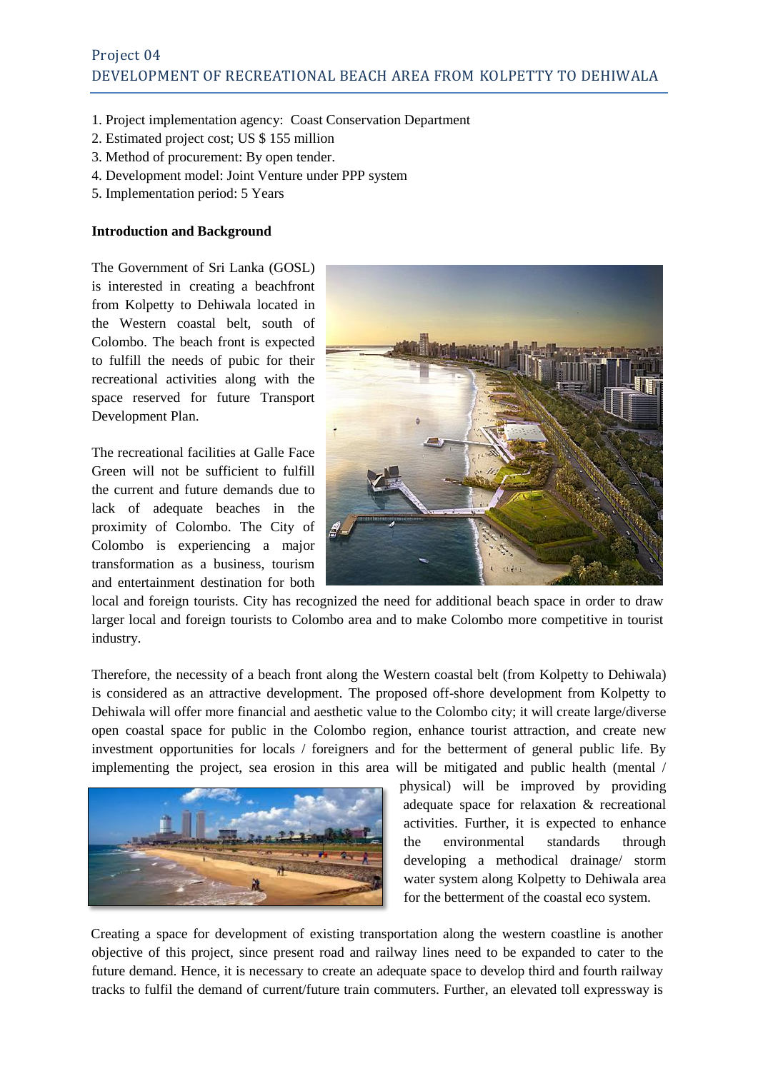## Project 04
## DEVELOPMENT OF RECREATIONAL BEACH AREA FROM KOLPETTY TO DEHIWALA

1. Project implementation agency: Coast Conservation Department
2. Estimated project cost; US $ 155 million
3. Method of procurement: By open tender.
4. Development model: Joint Venture under PPP system
5. Implementation period: 5 Years

**Introduction and Background**

The Government of Sri Lanka (GOSL) is interested in creating a beachfront from Kolpetty to Dehiwala located in the Western coastal belt, south of Colombo. The beach front is expected to fulfill the needs of pubic for their recreational activities along with the space reserved for future Transport Development Plan.

The recreational facilities at Galle Face Green will not be sufficient to fulfill the current and future demands due to lack of adequate beaches in the proximity of Colombo. The City of Colombo is experiencing a major transformation as a business, tourism and entertainment destination for both local and foreign tourists. City has recognized the need for additional beach space in order to draw larger local and foreign tourists to Colombo area and to make Colombo more competitive in tourist industry.

Therefore, the necessity of a beach front along the Western coastal belt (from Kolpetty to Dehiwala) is considered as an attractive development. The proposed off-shore development from Kolpetty to Dehiwala will offer more financial and aesthetic value to the Colombo city; it will create large/diverse open coastal space for public in the Colombo region, enhance tourist attraction, and create new investment opportunities for locals / foreigners and for the betterment of general public life. By implementing the project, sea erosion in this area will be mitigated and public health (mental / physical) will be improved by providing adequate space for relaxation & recreational activities. Further, it is expected to enhance the environmental standards through developing a methodical drainage/ storm water system along Kolpetty to Dehiwala area for the betterment of the coastal eco system.

Creating a space for development of existing transportation along the western coastline is another objective of this project, since present road and railway lines need to be expanded to cater to the future demand. Hence, it is necessary to create an adequate space to develop third and fourth railway tracks to fulfil the demand of current/future train commuters. Further, an elevated toll expressway is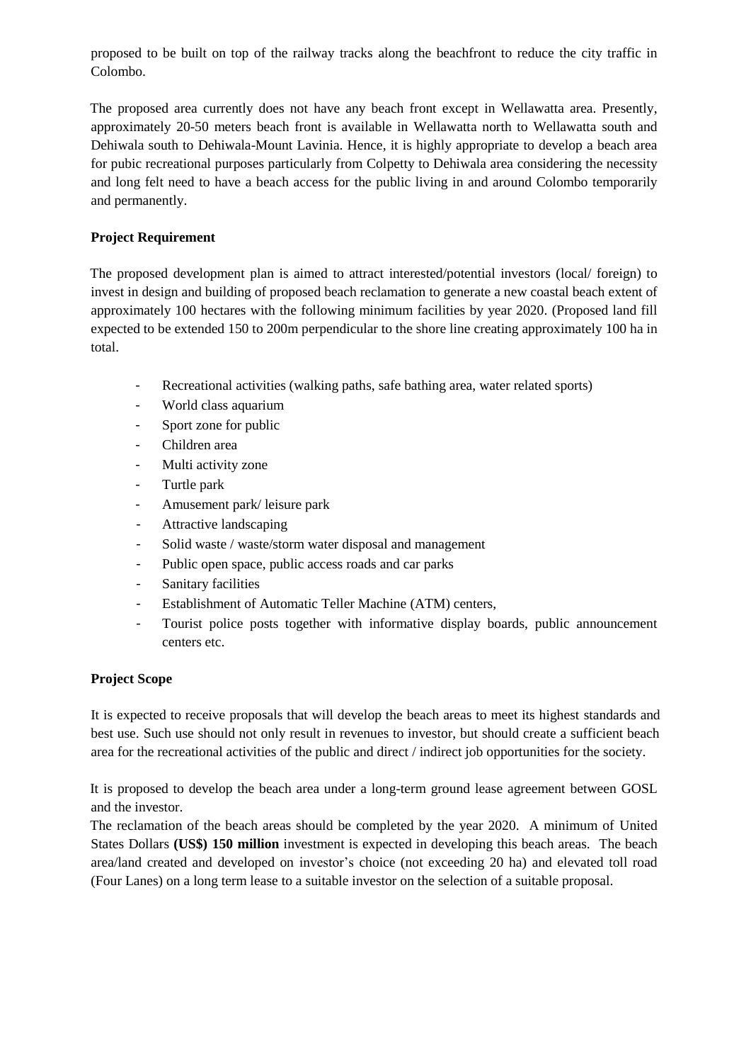proposed to be built on top of the railway tracks along the beachfront to reduce the city traffic in Colombo.

The proposed area currently does not have any beach front except in Wellawatta area. Presently, approximately 20-50 meters beach front is available in Wellawatta north to Wellawatta south and Dehiwala south to Dehiwala-Mount Lavinia. Hence, it is highly appropriate to develop a beach area for pubic recreational purposes particularly from Colpetty to Dehiwala area considering the necessity and long felt need to have a beach access for the public living in and around Colombo temporarily and permanently.

**Project Requirement**

The proposed development plan is aimed to attract interested/potential investors (local/ foreign) to invest in design and building of proposed beach reclamation to generate a new coastal beach extent of approximately 100 hectares with the following minimum facilities by year 2020. (Proposed land fill expected to be extended 150 to 200m perpendicular to the shore line creating approximately 100 ha in total.

- Recreational activities (walking paths, safe bathing area, water related sports)
- World class aquarium
- Sport zone for public
- Children area
- Multi activity zone
- Turtle park
- Amusement park/ leisure park
- Attractive landscaping
- Solid waste / waste/storm water disposal and management
- Public open space, public access roads and car parks
- Sanitary facilities
- Establishment of Automatic Teller Machine (ATM) centers,
- Tourist police posts together with informative display boards, public announcement centers etc.

**Project Scope**

It is expected to receive proposals that will develop the beach areas to meet its highest standards and best use. Such use should not only result in revenues to investor, but should create a sufficient beach area for the recreational activities of the public and direct / indirect job opportunities for the society.

It is proposed to develop the beach area under a long-term ground lease agreement between GOSL and the investor.

The reclamation of the beach areas should be completed by the year 2020. A minimum of United States Dollars **(US$) 150 million** investment is expected in developing this beach areas. The beach area/land created and developed on investor's choice (not exceeding 20 ha) and elevated toll road (Four Lanes) on a long term lease to a suitable investor on the selection of a suitable proposal.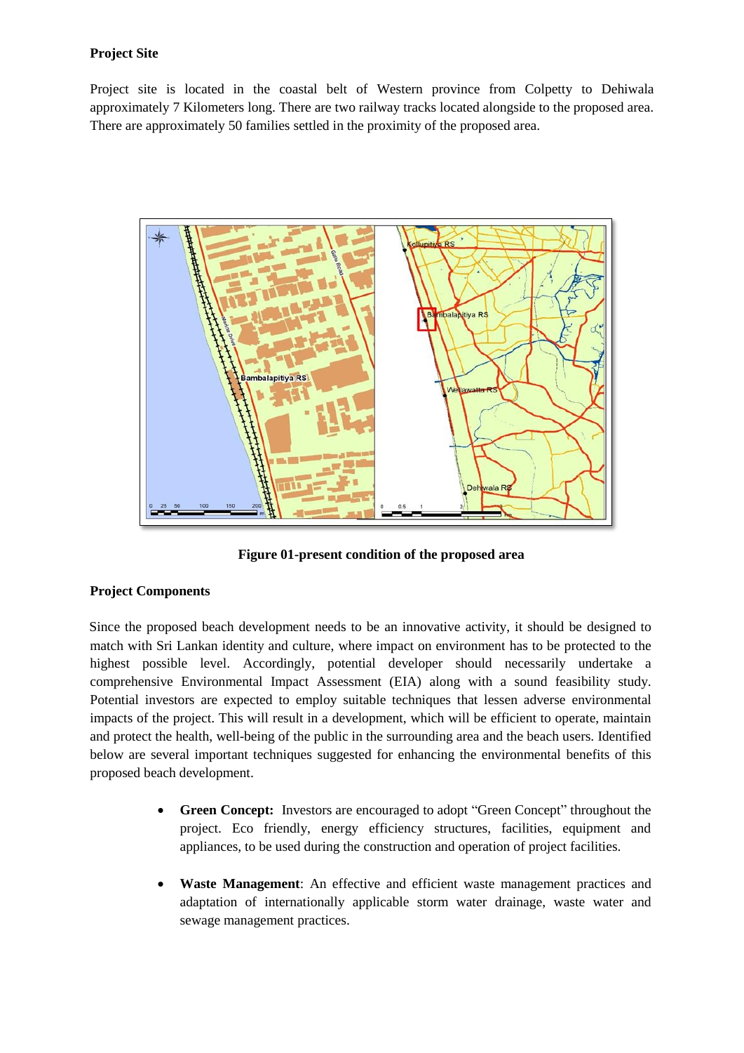**Project Site**

Project site is located in the coastal belt of Western province from Colpetty to Dehiwala approximately 7 Kilometers long. There are two railway tracks located alongside to the proposed area. There are approximately 50 families settled in the proximity of the proposed area.

**Figure 01-present condition of the proposed area**

**Project Components**

Since the proposed beach development needs to be an innovative activity, it should be designed to match with Sri Lankan identity and culture, where impact on environment has to be protected to the highest possible level. Accordingly, potential developer should necessarily undertake a comprehensive Environmental Impact Assessment (EIA) along with a sound feasibility study. Potential investors are expected to employ suitable techniques that lessen adverse environmental impacts of the project. This will result in a development, which will be efficient to operate, maintain and protect the health, well-being of the public in the surrounding area and the beach users. Identified below are several important techniques suggested for enhancing the environmental benefits of this proposed beach development.

- **Green Concept:** Investors are encouraged to adopt "Green Concept" throughout the project. Eco friendly, energy efficiency structures, facilities, equipment and appliances, to be used during the construction and operation of project facilities.

- **Waste Management**: An effective and efficient waste management practices and adaptation of internationally applicable storm water drainage, waste water and sewage management practices.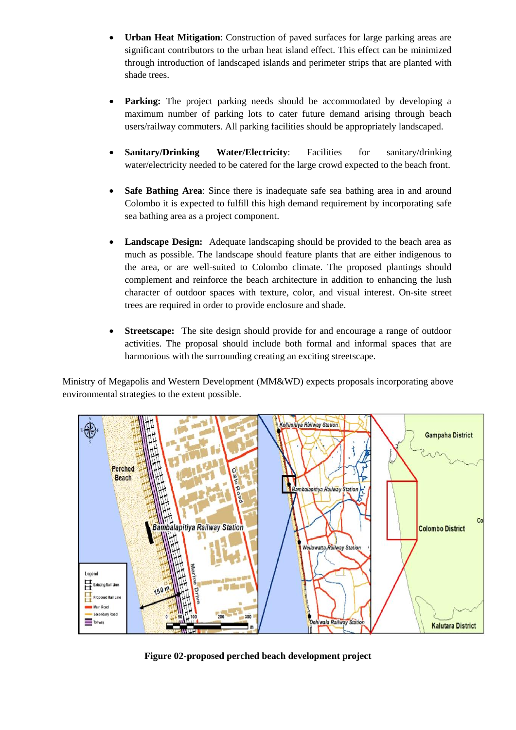- **Urban Heat Mitigation**: Construction of paved surfaces for large parking areas are significant contributors to the urban heat island effect. This effect can be minimized through introduction of landscaped islands and perimeter strips that are planted with shade trees.

- **Parking:** The project parking needs should be accommodated by developing a maximum number of parking lots to cater future demand arising through beach users/railway commuters. All parking facilities should be appropriately landscaped.

- **Sanitary/Drinking Water/Electricity**: Facilities for sanitary/drinking water/electricity needed to be catered for the large crowd expected to the beach front.

- **Safe Bathing Area**: Since there is inadequate safe sea bathing area in and around Colombo it is expected to fulfill this high demand requirement by incorporating safe sea bathing area as a project component.

- **Landscape Design:** Adequate landscaping should be provided to the beach area as much as possible. The landscape should feature plants that are either indigenous to the area, or are well-suited to Colombo climate. The proposed plantings should complement and reinforce the beach architecture in addition to enhancing the lush character of outdoor spaces with texture, color, and visual interest. On-site street trees are required in order to provide enclosure and shade.

- **Streetscape:** The site design should provide for and encourage a range of outdoor activities. The proposal should include both formal and informal spaces that are harmonious with the surrounding creating an exciting streetscape.

Ministry of Megapolis and Western Development (MM&WD) expects proposals incorporating above environmental strategies to the extent possible.

**Figure 02-proposed perched beach development project**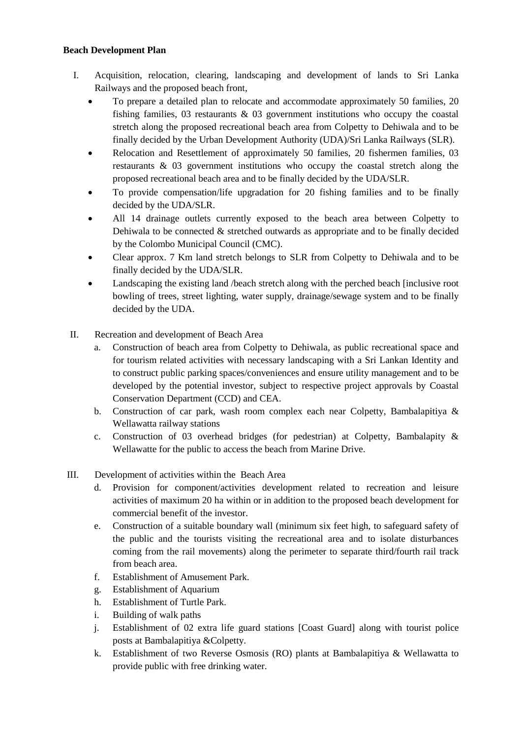**Beach Development Plan**

I. Acquisition, relocation, clearing, landscaping and development of lands to Sri Lanka Railways and the proposed beach front,

- To prepare a detailed plan to relocate and accommodate approximately 50 families, 20 fishing families, 03 restaurants & 03 government institutions who occupy the coastal stretch along the proposed recreational beach area from Colpetty to Dehiwala and to be finally decided by the Urban Development Authority (UDA)/Sri Lanka Railways (SLR).
- Relocation and Resettlement of approximately 50 families, 20 fishermen families, 03 restaurants & 03 government institutions who occupy the coastal stretch along the proposed recreational beach area and to be finally decided by the UDA/SLR.
- To provide compensation/life upgradation for 20 fishing families and to be finally decided by the UDA/SLR.
- All 14 drainage outlets currently exposed to the beach area between Colpetty to Dehiwala to be connected & stretched outwards as appropriate and to be finally decided by the Colombo Municipal Council (CMC).
- Clear approx. 7 Km land stretch belongs to SLR from Colpetty to Dehiwala and to be finally decided by the UDA/SLR.
- Landscaping the existing land /beach stretch along with the perched beach [inclusive root bowling of trees, street lighting, water supply, drainage/sewage system and to be finally decided by the UDA.

II. Recreation and development of Beach Area

a. Construction of beach area from Colpetty to Dehiwala, as public recreational space and for tourism related activities with necessary landscaping with a Sri Lankan Identity and to construct public parking spaces/conveniences and ensure utility management and to be developed by the potential investor, subject to respective project approvals by Coastal Conservation Department (CCD) and CEA.

b. Construction of car park, wash room complex each near Colpetty, Bambalapitiya & Wellawatta railway stations

c. Construction of 03 overhead bridges (for pedestrian) at Colpetty, Bambalapity & Wellawatte for the public to access the beach from Marine Drive.

III. Development of activities within the Beach Area

d. Provision for component/activities development related to recreation and leisure activities of maximum 20 ha within or in addition to the proposed beach development for commercial benefit of the investor.

e. Construction of a suitable boundary wall (minimum six feet high, to safeguard safety of the public and the tourists visiting the recreational area and to isolate disturbances coming from the rail movements) along the perimeter to separate third/fourth rail track from beach area.

f. Establishment of Amusement Park.

g. Establishment of Aquarium

h. Establishment of Turtle Park.

i. Building of walk paths

j. Establishment of 02 extra life guard stations [Coast Guard] along with tourist police posts at Bambalapitiya &Colpetty.

k. Establishment of two Reverse Osmosis (RO) plants at Bambalapitiya & Wellawatta to provide public with free drinking water.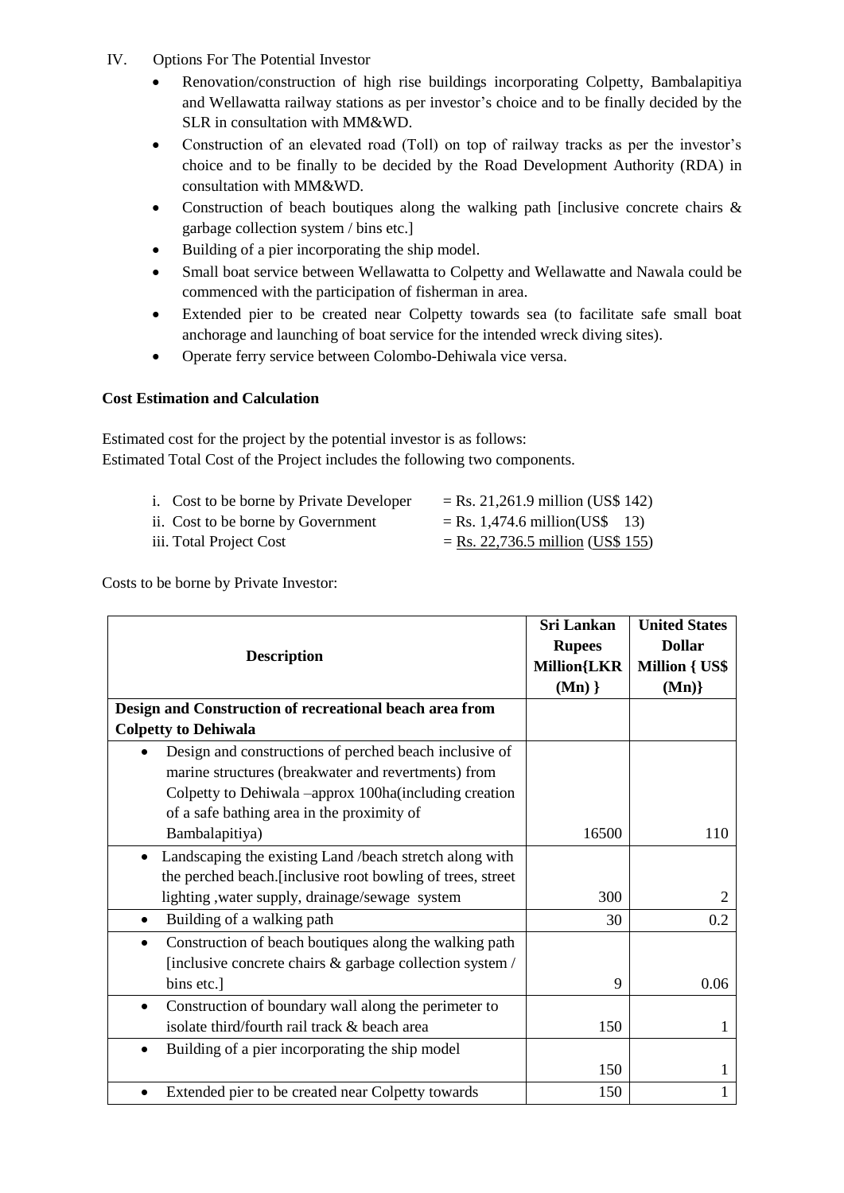IV. Options For The Potential Investor

- Renovation/construction of high rise buildings incorporating Colpetty, Bambalapitiya and Wellawatta railway stations as per investor's choice and to be finally decided by the SLR in consultation with MM&WD.
- Construction of an elevated road (Toll) on top of railway tracks as per the investor's choice and to be finally to be decided by the Road Development Authority (RDA) in consultation with MM&WD.
- Construction of beach boutiques along the walking path [inclusive concrete chairs & garbage collection system / bins etc.]
- Building of a pier incorporating the ship model.
- Small boat service between Wellawatta to Colpetty and Wellawatte and Nawala could be commenced with the participation of fisherman in area.
- Extended pier to be created near Colpetty towards sea (to facilitate safe small boat anchorage and launching of boat service for the intended wreck diving sites).
- Operate ferry service between Colombo-Dehiwala vice versa.

**Cost Estimation and Calculation**

Estimated cost for the project by the potential investor is as follows:
Estimated Total Cost of the Project includes the following two components.

i. Cost to be borne by Private Developer = Rs. 21,261.9 million (US$ 142)
ii. Cost to be borne by Government = Rs. 1,474.6 million(US$ 13)
iii. Total Project Cost = Rs. 22,736.5 million (US$ 155)

Costs to be borne by Private Investor:

| Description | Sri Lankan Rupees Million{LKR (Mn) } | United States Dollar Million { US$ (Mn)} |
|---|---|---|
| **Design and Construction of recreational beach area from Colpetty to Dehiwala** | | |
| • Design and constructions of perched beach inclusive of marine structures (breakwater and revertments) from Colpetty to Dehiwala –approx 100ha(including creation of a safe bathing area in the proximity of Bambalapitiya) | 16500 | 110 |
| • Landscaping the existing Land /beach stretch along with the perched beach.[inclusive root bowling of trees, street lighting ,water supply, drainage/sewage system | 300 | 2 |
| • Building of a walking path | 30 | 0.2 |
| • Construction of beach boutiques along the walking path [inclusive concrete chairs & garbage collection system / bins etc.] | 9 | 0.06 |
| • Construction of boundary wall along the perimeter to isolate third/fourth rail track & beach area | 150 | 1 |
| • Building of a pier incorporating the ship model | 150 | 1 |
| • Extended pier to be created near Colpetty towards | 150 | 1 |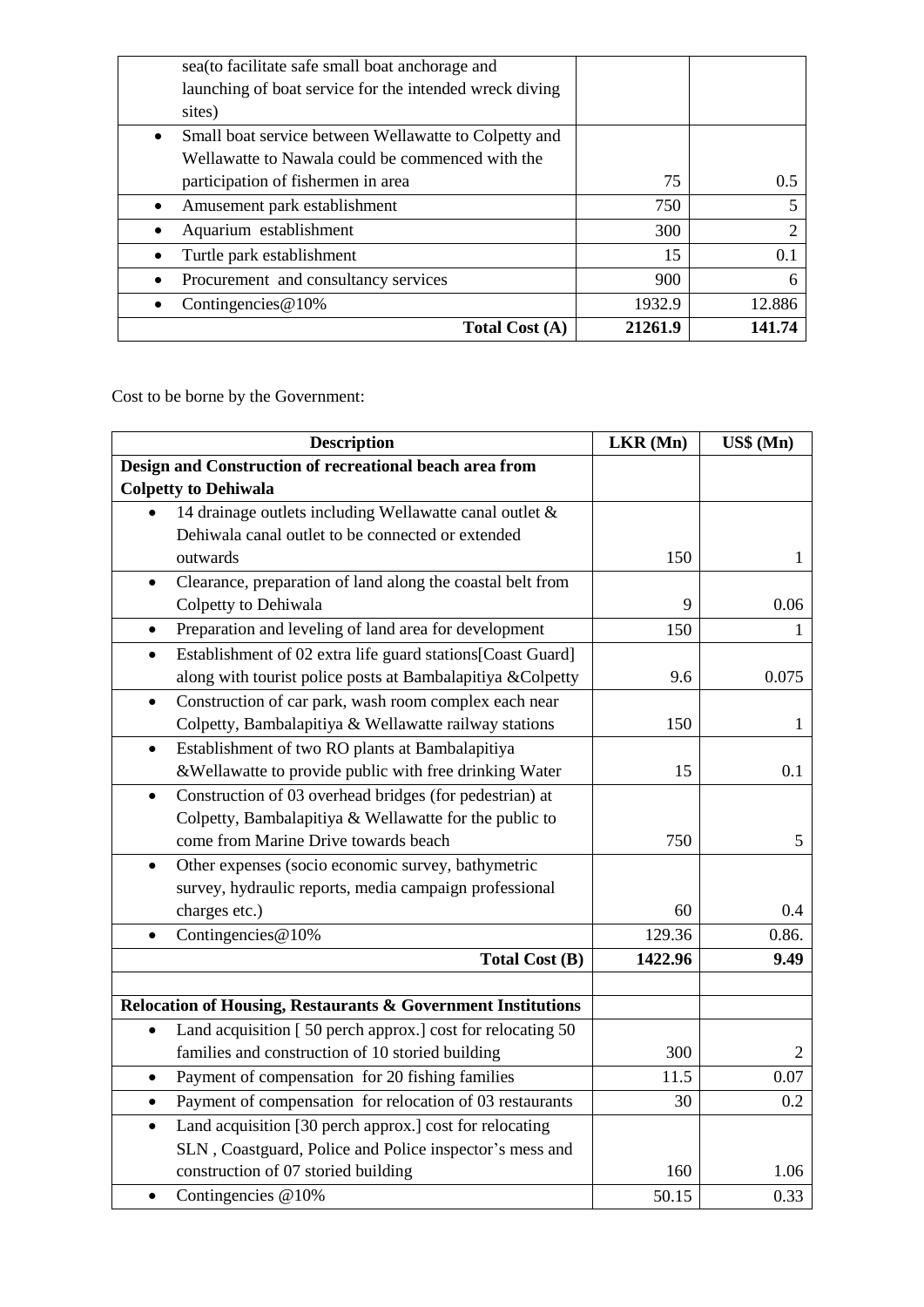| | | |
|---|---|---|
| sea(to facilitate safe small boat anchorage and launching of boat service for the intended wreck diving sites) | | |
| • Small boat service between Wellawatte to Colpetty and Wellawatte to Nawala could be commenced with the participation of fishermen in area | 75 | 0.5 |
| • Amusement park establishment | 750 | 5 |
| • Aquarium establishment | 300 | 2 |
| • Turtle park establishment | 15 | 0.1 |
| • Procurement and consultancy services | 900 | 6 |
| • Contingencies@10% | 1932.9 | 12.886 |
| **Total Cost (A)** | **21261.9** | **141.74** |

Cost to be borne by the Government:

| Description | LKR (Mn) | US$ (Mn) |
|---|---|---|
| **Design and Construction of recreational beach area from Colpetty to Dehiwala** | | |
| • 14 drainage outlets including Wellawatte canal outlet & Dehiwala canal outlet to be connected or extended outwards | 150 | 1 |
| • Clearance, preparation of land along the coastal belt from Colpetty to Dehiwala | 9 | 0.06 |
| • Preparation and leveling of land area for development | 150 | 1 |
| • Establishment of 02 extra life guard stations[Coast Guard] along with tourist police posts at Bambalapitiya &Colpetty | 9.6 | 0.075 |
| • Construction of car park, wash room complex each near Colpetty, Bambalapitiya & Wellawatte railway stations | 150 | 1 |
| • Establishment of two RO plants at Bambalapitiya &Wellawatte to provide public with free drinking Water | 15 | 0.1 |
| • Construction of 03 overhead bridges (for pedestrian) at Colpetty, Bambalapitiya & Wellawatte for the public to come from Marine Drive towards beach | 750 | 5 |
| • Other expenses (socio economic survey, bathymetric survey, hydraulic reports, media campaign professional charges etc.) | 60 | 0.4 |
| • Contingencies@10% | 129.36 | 0.86. |
| **Total Cost (B)** | **1422.96** | **9.49** |
| | | |
| **Relocation of Housing, Restaurants & Government Institutions** | | |
| • Land acquisition [ 50 perch approx.] cost for relocating 50 families and construction of 10 storied building | 300 | 2 |
| • Payment of compensation for 20 fishing families | 11.5 | 0.07 |
| • Payment of compensation for relocation of 03 restaurants | 30 | 0.2 |
| • Land acquisition [30 perch approx.] cost for relocating SLN , Coastguard, Police and Police inspector's mess and construction of 07 storied building | 160 | 1.06 |
| • Contingencies @10% | 50.15 | 0.33 |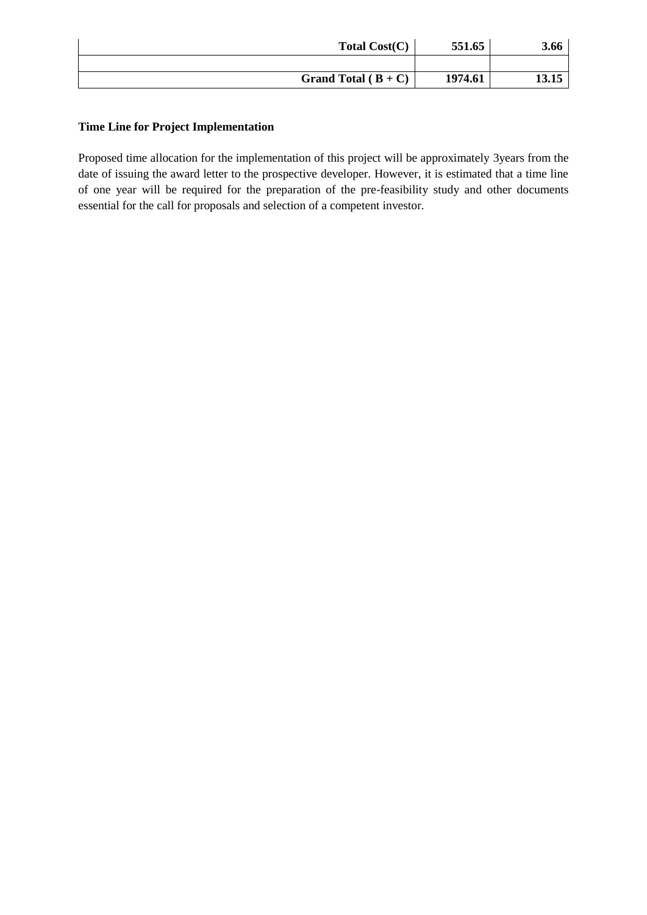| | | |
|---|---|---|
| **Total Cost(C)** | **551.65** | **3.66** |
| | | |
| **Grand Total ( B + C)** | **1974.61** | **13.15** |

**Time Line for Project Implementation**

Proposed time allocation for the implementation of this project will be approximately 3years from the date of issuing the award letter to the prospective developer. However, it is estimated that a time line of one year will be required for the preparation of the pre-feasibility study and other documents essential for the call for proposals and selection of a competent investor.